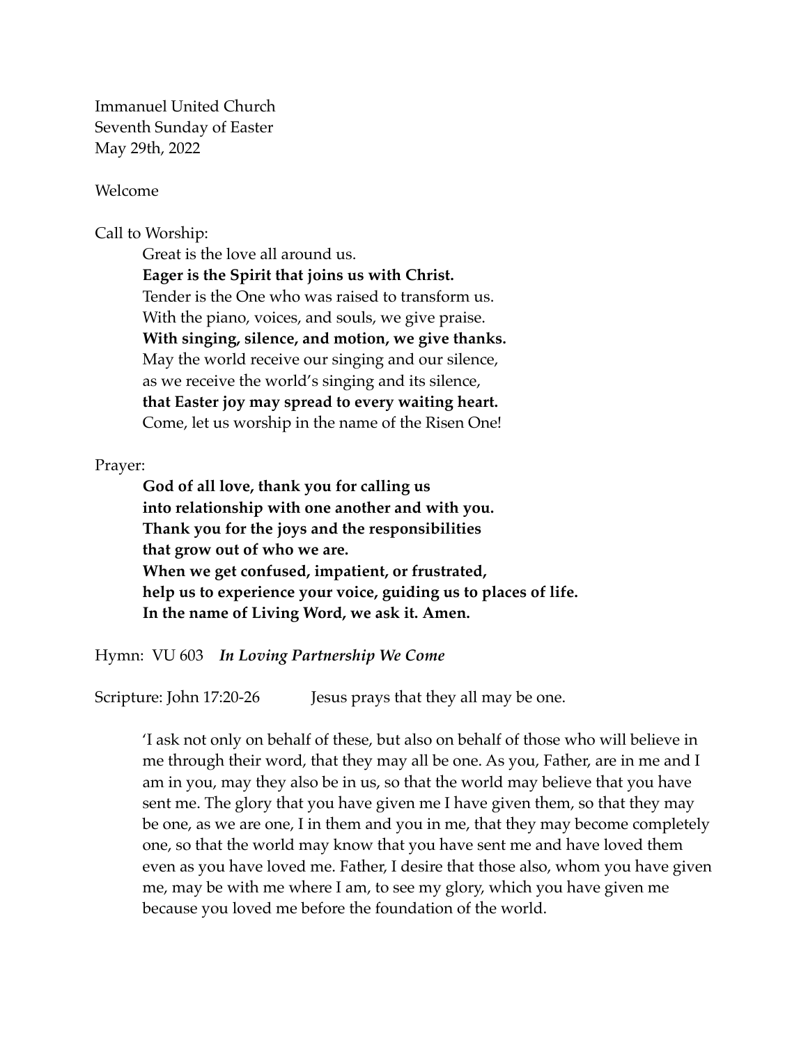Immanuel United Church
Seventh Sunday of Easter
May 29th, 2022

Welcome

Call to Worship:

> Great is the love all around us.
> **Eager is the Spirit that joins us with Christ.**
> Tender is the One who was raised to transform us.
> With the piano, voices, and souls, we give praise.
> **With singing, silence, and motion, we give thanks.**
> May the world receive our singing and our silence,
> as we receive the world's singing and its silence,
> **that Easter joy may spread to every waiting heart.**
> Come, let us worship in the name of the Risen One!

Prayer:

> **God of all love, thank you for calling us**
> **into relationship with one another and with you.**
> **Thank you for the joys and the responsibilities**
> **that grow out of who we are.**
> **When we get confused, impatient, or frustrated,**
> **help us to experience your voice, guiding us to places of life.**
> **In the name of Living Word, we ask it. Amen.**

Hymn: VU 603 ***In Loving Partnership We Come***

Scripture: John 17:20-26 Jesus prays that they all may be one.

> 'I ask not only on behalf of these, but also on behalf of those who will believe in me through their word, that they may all be one. As you, Father, are in me and I am in you, may they also be in us, so that the world may believe that you have sent me. The glory that you have given me I have given them, so that they may be one, as we are one, I in them and you in me, that they may become completely one, so that the world may know that you have sent me and have loved them even as you have loved me. Father, I desire that those also, whom you have given me, may be with me where I am, to see my glory, which you have given me because you loved me before the foundation of the world.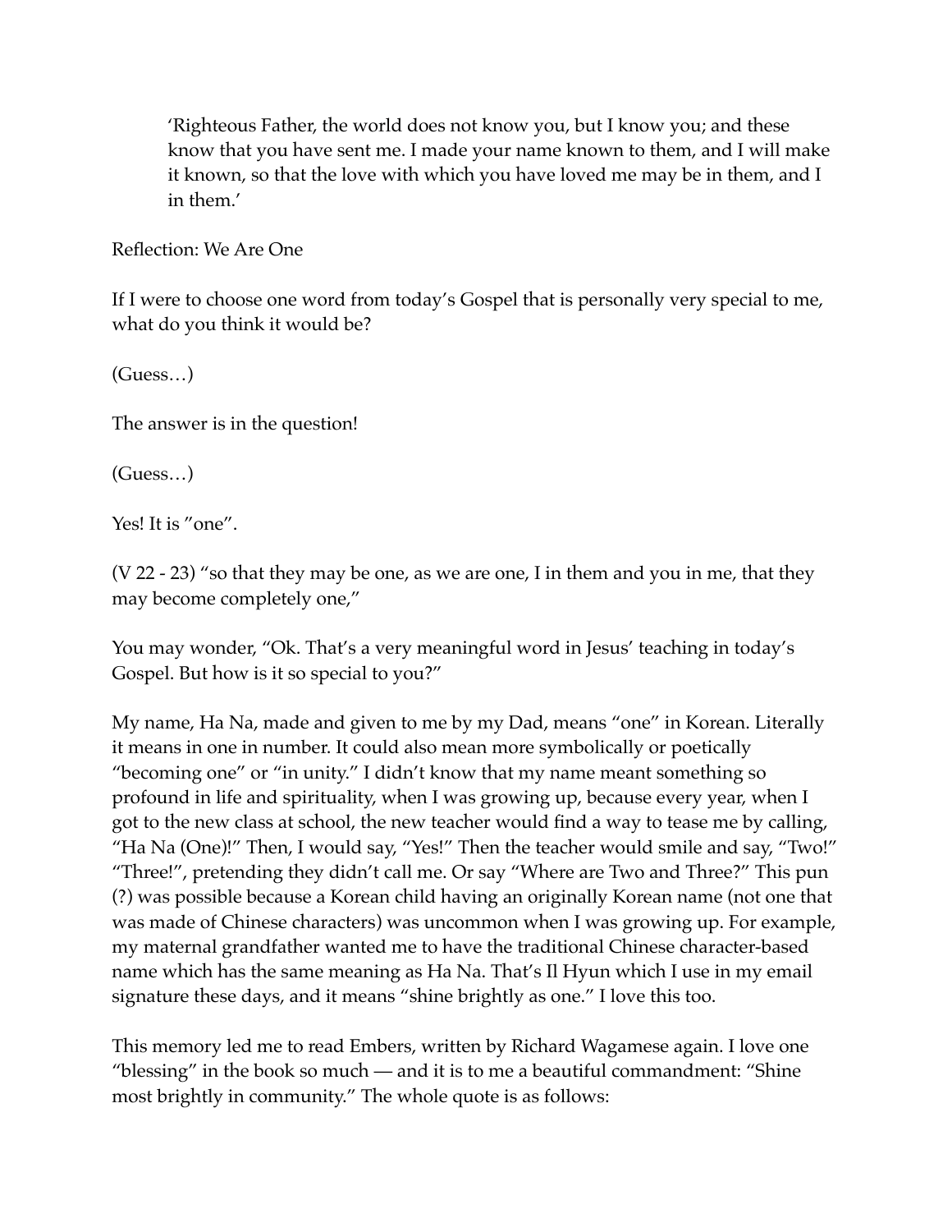> 'Righteous Father, the world does not know you, but I know you; and these know that you have sent me. I made your name known to them, and I will make it known, so that the love with which you have loved me may be in them, and I in them.'

Reflection: We Are One

If I were to choose one word from today's Gospel that is personally very special to me, what do you think it would be?

(Guess…)

The answer is in the question!

(Guess…)

Yes! It is "one".

(V 22 - 23) "so that they may be one, as we are one, I in them and you in me, that they may become completely one,"

You may wonder, "Ok. That's a very meaningful word in Jesus' teaching in today's Gospel. But how is it so special to you?"

My name, Ha Na, made and given to me by my Dad, means "one" in Korean. Literally it means in one in number. It could also mean more symbolically or poetically "becoming one" or "in unity." I didn't know that my name meant something so profound in life and spirituality, when I was growing up, because every year, when I got to the new class at school, the new teacher would find a way to tease me by calling, "Ha Na (One)!" Then, I would say, "Yes!" Then the teacher would smile and say, "Two!" "Three!", pretending they didn't call me. Or say "Where are Two and Three?" This pun (?) was possible because a Korean child having an originally Korean name (not one that was made of Chinese characters) was uncommon when I was growing up. For example, my maternal grandfather wanted me to have the traditional Chinese character-based name which has the same meaning as Ha Na. That's Il Hyun which I use in my email signature these days, and it means "shine brightly as one." I love this too.

This memory led me to read Embers, written by Richard Wagamese again. I love one "blessing" in the book so much — and it is to me a beautiful commandment: "Shine most brightly in community." The whole quote is as follows: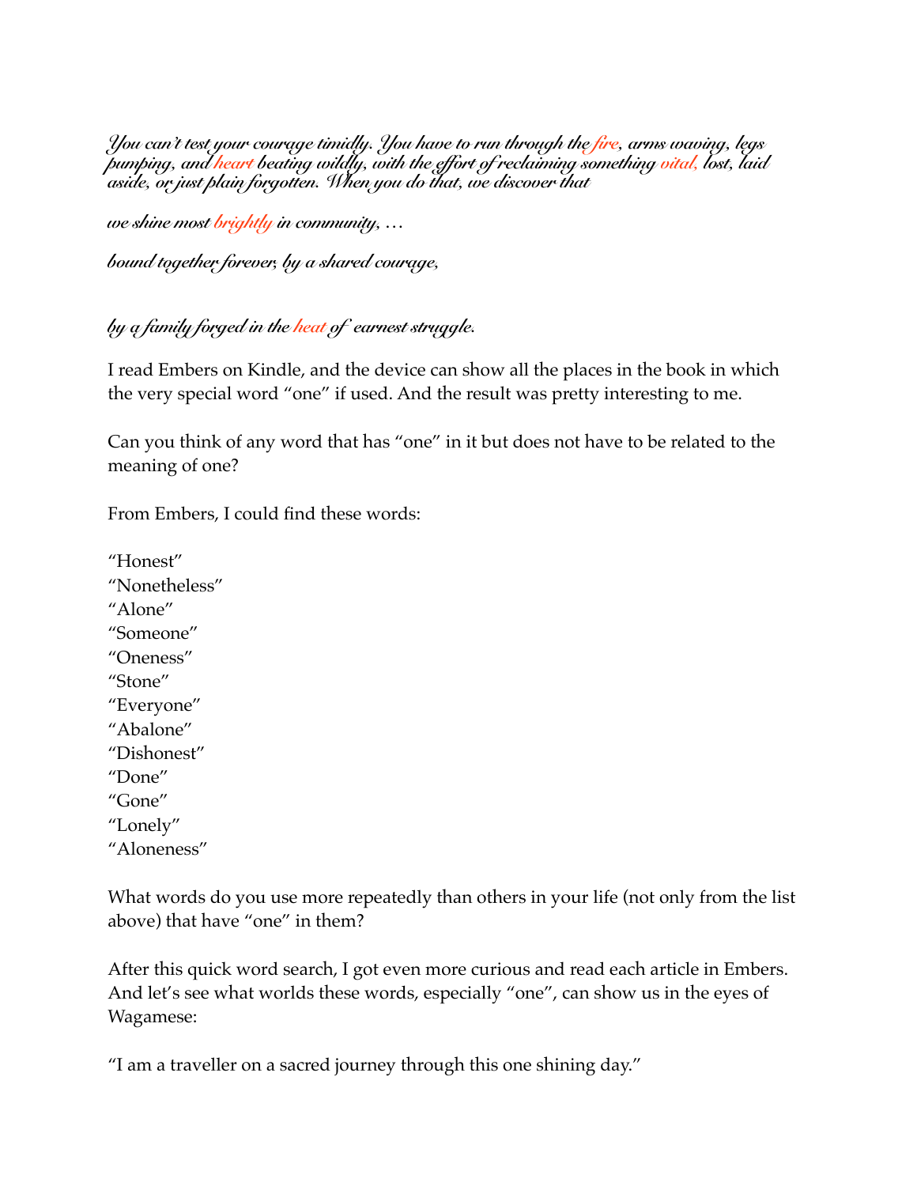*You can't test your courage timidly. You have to run through the fire, arms waving, legs pumping, and heart beating wildly, with the effort of reclaiming something vital, lost, laid aside, or just plain forgotten. When you do that, we discover that*

*we shine most brightly in community, …*

*bound together forever, by a shared courage,*

*by a family forged in the heat of earnest struggle.*

I read Embers on Kindle, and the device can show all the places in the book in which the very special word "one" if used. And the result was pretty interesting to me.

Can you think of any word that has "one" in it but does not have to be related to the meaning of one?

From Embers, I could find these words:

"Honest"
"Nonetheless"
"Alone"
"Someone"
"Oneness"
"Stone"
"Everyone"
"Abalone"
"Dishonest"
"Done"
"Gone"
"Lonely"
"Aloneness"

What words do you use more repeatedly than others in your life (not only from the list above) that have "one" in them?

After this quick word search, I got even more curious and read each article in Embers. And let's see what worlds these words, especially "one", can show us in the eyes of Wagamese:

"I am a traveller on a sacred journey through this one shining day."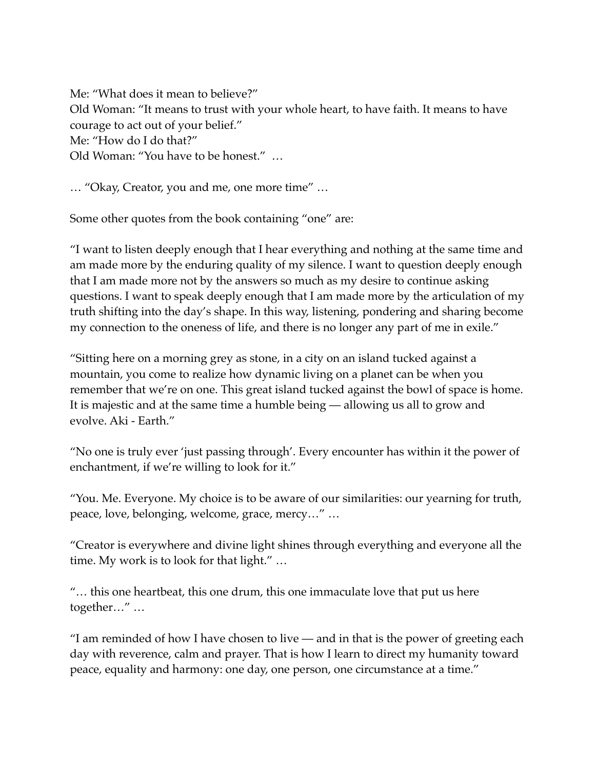Me: “What does it mean to believe?”  
Old Woman: “It means to trust with your whole heart, to have faith. It means to have courage to act out of your belief.”  
Me: “How do I do that?”  
Old Woman: “You have to be honest.” …

… “Okay, Creator, you and me, one more time” …

Some other quotes from the book containing “one” are:

“I want to listen deeply enough that I hear everything and nothing at the same time and am made more by the enduring quality of my silence. I want to question deeply enough that I am made more not by the answers so much as my desire to continue asking questions. I want to speak deeply enough that I am made more by the articulation of my truth shifting into the day’s shape. In this way, listening, pondering and sharing become my connection to the oneness of life, and there is no longer any part of me in exile.”

“Sitting here on a morning grey as stone, in a city on an island tucked against a mountain, you come to realize how dynamic living on a planet can be when you remember that we’re on one. This great island tucked against the bowl of space is home. It is majestic and at the same time a humble being — allowing us all to grow and evolve. Aki - Earth.”

“No one is truly ever ‘just passing through’. Every encounter has within it the power of enchantment, if we’re willing to look for it.”

“You. Me. Everyone. My choice is to be aware of our similarities: our yearning for truth, peace, love, belonging, welcome, grace, mercy…” …

“Creator is everywhere and divine light shines through everything and everyone all the time. My work is to look for that light.” …

“… this one heartbeat, this one drum, this one immaculate love that put us here together…” …

“I am reminded of how I have chosen to live — and in that is the power of greeting each day with reverence, calm and prayer. That is how I learn to direct my humanity toward peace, equality and harmony: one day, one person, one circumstance at a time.”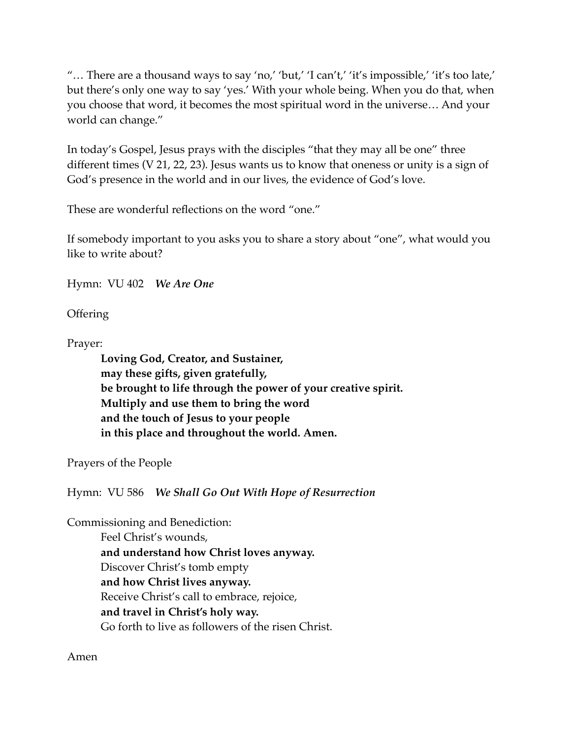"… There are a thousand ways to say 'no,' 'but,' 'I can't,' 'it's impossible,' 'it's too late,' but there's only one way to say 'yes.' With your whole being. When you do that, when you choose that word, it becomes the most spiritual word in the universe… And your world can change."

In today's Gospel, Jesus prays with the disciples "that they may all be one" three different times (V 21, 22, 23). Jesus wants us to know that oneness or unity is a sign of God's presence in the world and in our lives, the evidence of God's love.

These are wonderful reflections on the word "one."

If somebody important to you asks you to share a story about "one", what would you like to write about?

Hymn: VU 402 ***We Are One***

Offering

Prayer:

> **Loving God, Creator, and Sustainer,**
> **may these gifts, given gratefully,**
> **be brought to life through the power of your creative spirit.**
> **Multiply and use them to bring the word**
> **and the touch of Jesus to your people**
> **in this place and throughout the world. Amen.**

Prayers of the People

Hymn: VU 586 ***We Shall Go Out With Hope of Resurrection***

Commissioning and Benediction:

> Feel Christ's wounds,
> **and understand how Christ loves anyway.**
> Discover Christ's tomb empty
> **and how Christ lives anyway.**
> Receive Christ's call to embrace, rejoice,
> **and travel in Christ's holy way.**
> Go forth to live as followers of the risen Christ.

Amen